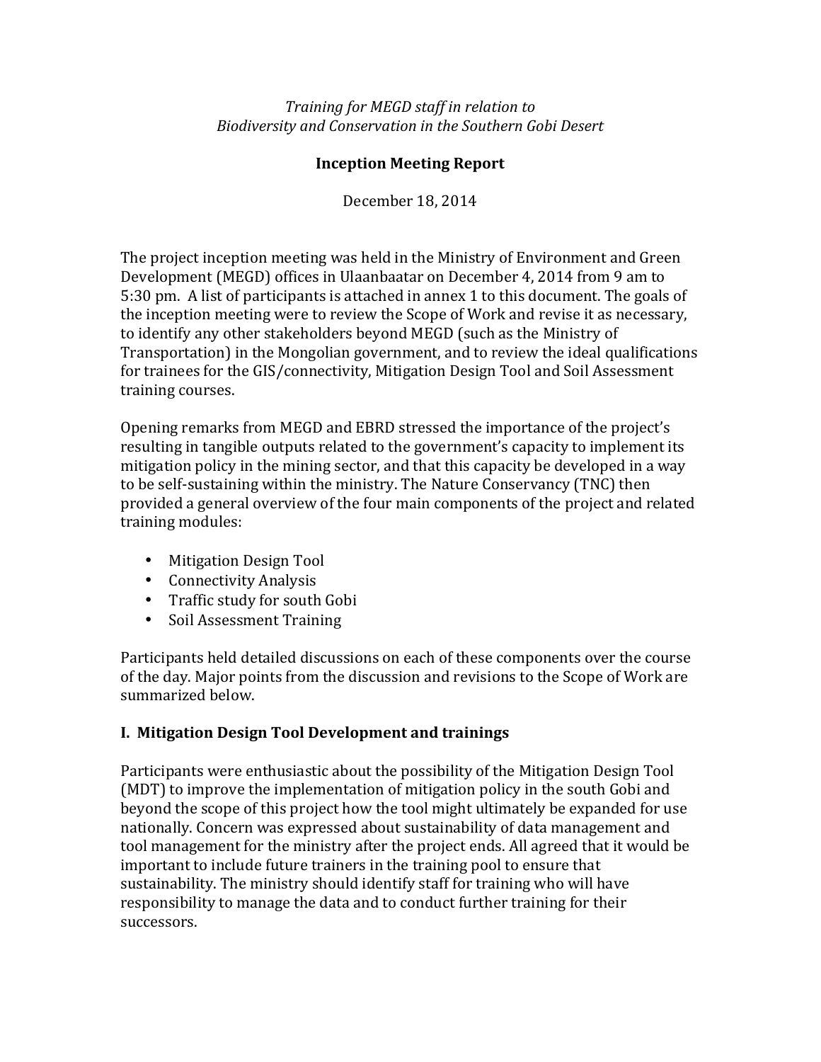*Training for MEGD staff in relation to*
*Biodiversity and Conservation in the Southern Gobi Desert*

**Inception Meeting Report**

December 18, 2014

The project inception meeting was held in the Ministry of Environment and Green Development (MEGD) offices in Ulaanbaatar on December 4, 2014 from 9 am to 5:30 pm. A list of participants is attached in annex 1 to this document. The goals of the inception meeting were to review the Scope of Work and revise it as necessary, to identify any other stakeholders beyond MEGD (such as the Ministry of Transportation) in the Mongolian government, and to review the ideal qualifications for trainees for the GIS/connectivity, Mitigation Design Tool and Soil Assessment training courses.

Opening remarks from MEGD and EBRD stressed the importance of the project's resulting in tangible outputs related to the government's capacity to implement its mitigation policy in the mining sector, and that this capacity be developed in a way to be self-sustaining within the ministry. The Nature Conservancy (TNC) then provided a general overview of the four main components of the project and related training modules:

- Mitigation Design Tool
- Connectivity Analysis
- Traffic study for south Gobi
- Soil Assessment Training

Participants held detailed discussions on each of these components over the course of the day. Major points from the discussion and revisions to the Scope of Work are summarized below.

## I. Mitigation Design Tool Development and trainings

Participants were enthusiastic about the possibility of the Mitigation Design Tool (MDT) to improve the implementation of mitigation policy in the south Gobi and beyond the scope of this project how the tool might ultimately be expanded for use nationally. Concern was expressed about sustainability of data management and tool management for the ministry after the project ends. All agreed that it would be important to include future trainers in the training pool to ensure that sustainability. The ministry should identify staff for training who will have responsibility to manage the data and to conduct further training for their successors.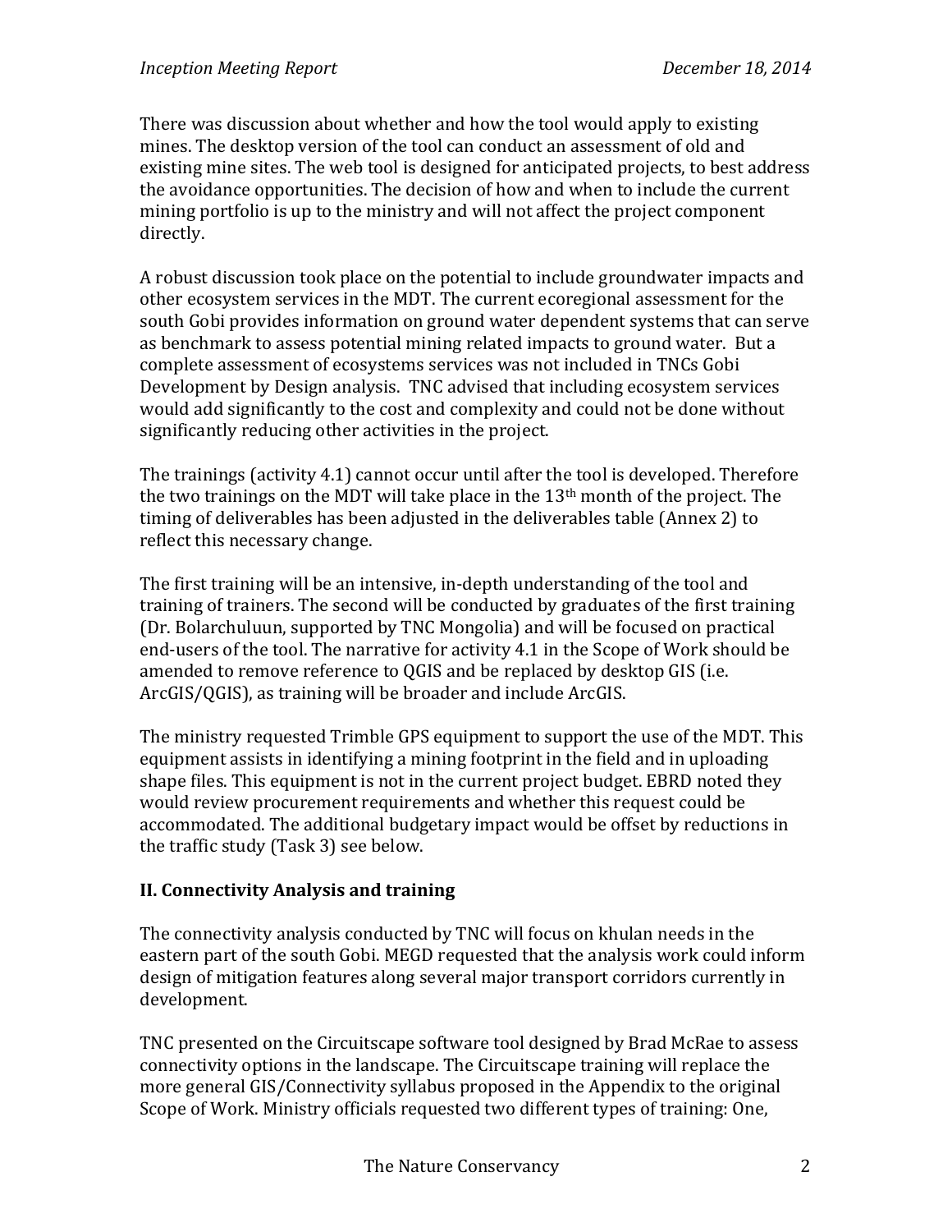There was discussion about whether and how the tool would apply to existing mines. The desktop version of the tool can conduct an assessment of old and existing mine sites. The web tool is designed for anticipated projects, to best address the avoidance opportunities. The decision of how and when to include the current mining portfolio is up to the ministry and will not affect the project component directly.

A robust discussion took place on the potential to include groundwater impacts and other ecosystem services in the MDT. The current ecoregional assessment for the south Gobi provides information on ground water dependent systems that can serve as benchmark to assess potential mining related impacts to ground water. But a complete assessment of ecosystems services was not included in TNCs Gobi Development by Design analysis. TNC advised that including ecosystem services would add significantly to the cost and complexity and could not be done without significantly reducing other activities in the project.

The trainings (activity 4.1) cannot occur until after the tool is developed. Therefore the two trainings on the MDT will take place in the 13th month of the project. The timing of deliverables has been adjusted in the deliverables table (Annex 2) to reflect this necessary change.

The first training will be an intensive, in-depth understanding of the tool and training of trainers. The second will be conducted by graduates of the first training (Dr. Bolarchuluun, supported by TNC Mongolia) and will be focused on practical end-users of the tool. The narrative for activity 4.1 in the Scope of Work should be amended to remove reference to QGIS and be replaced by desktop GIS (i.e. ArcGIS/QGIS), as training will be broader and include ArcGIS.

The ministry requested Trimble GPS equipment to support the use of the MDT. This equipment assists in identifying a mining footprint in the field and in uploading shape files. This equipment is not in the current project budget. EBRD noted they would review procurement requirements and whether this request could be accommodated. The additional budgetary impact would be offset by reductions in the traffic study (Task 3) see below.

## II. Connectivity Analysis and training

The connectivity analysis conducted by TNC will focus on khulan needs in the eastern part of the south Gobi. MEGD requested that the analysis work could inform design of mitigation features along several major transport corridors currently in development.

TNC presented on the Circuitscape software tool designed by Brad McRae to assess connectivity options in the landscape. The Circuitscape training will replace the more general GIS/Connectivity syllabus proposed in the Appendix to the original Scope of Work. Ministry officials requested two different types of training: One,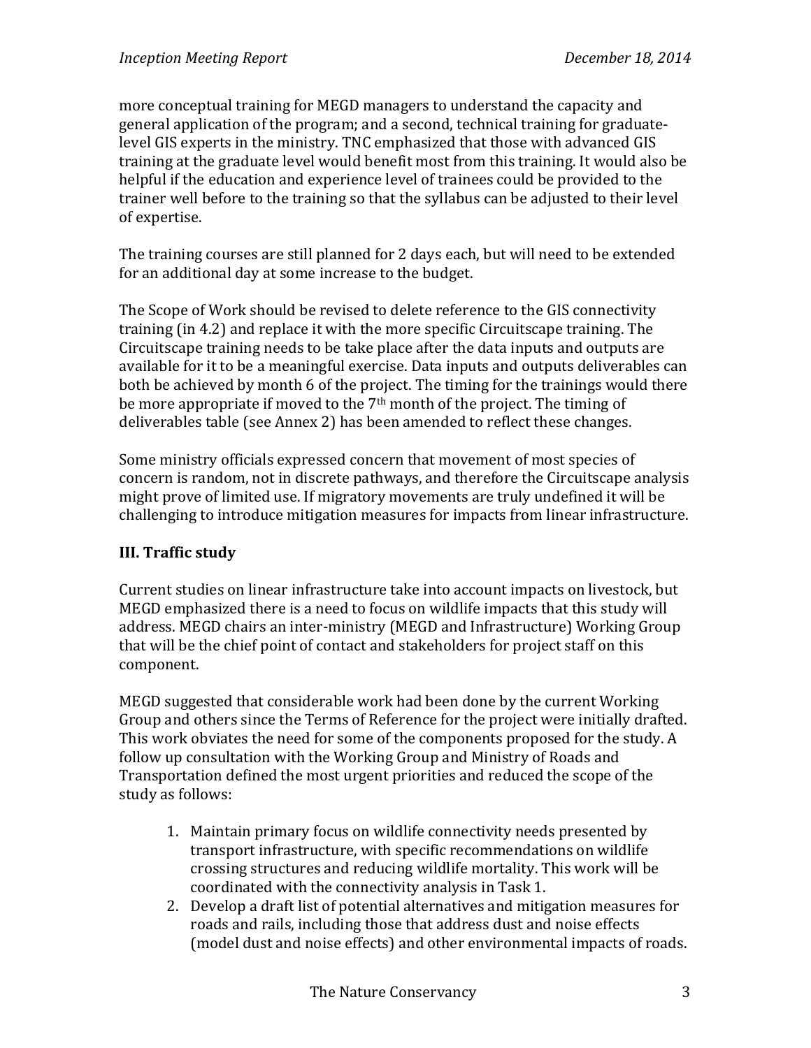more conceptual training for MEGD managers to understand the capacity and general application of the program; and a second, technical training for graduate-level GIS experts in the ministry. TNC emphasized that those with advanced GIS training at the graduate level would benefit most from this training. It would also be helpful if the education and experience level of trainees could be provided to the trainer well before to the training so that the syllabus can be adjusted to their level of expertise.

The training courses are still planned for 2 days each, but will need to be extended for an additional day at some increase to the budget.

The Scope of Work should be revised to delete reference to the GIS connectivity training (in 4.2) and replace it with the more specific Circuitscape training. The Circuitscape training needs to be take place after the data inputs and outputs are available for it to be a meaningful exercise. Data inputs and outputs deliverables can both be achieved by month 6 of the project. The timing for the trainings would there be more appropriate if moved to the 7th month of the project. The timing of deliverables table (see Annex 2) has been amended to reflect these changes.

Some ministry officials expressed concern that movement of most species of concern is random, not in discrete pathways, and therefore the Circuitscape analysis might prove of limited use. If migratory movements are truly undefined it will be challenging to introduce mitigation measures for impacts from linear infrastructure.

## III. Traffic study

Current studies on linear infrastructure take into account impacts on livestock, but MEGD emphasized there is a need to focus on wildlife impacts that this study will address. MEGD chairs an inter-ministry (MEGD and Infrastructure) Working Group that will be the chief point of contact and stakeholders for project staff on this component.

MEGD suggested that considerable work had been done by the current Working Group and others since the Terms of Reference for the project were initially drafted. This work obviates the need for some of the components proposed for the study. A follow up consultation with the Working Group and Ministry of Roads and Transportation defined the most urgent priorities and reduced the scope of the study as follows:

1. Maintain primary focus on wildlife connectivity needs presented by transport infrastructure, with specific recommendations on wildlife crossing structures and reducing wildlife mortality. This work will be coordinated with the connectivity analysis in Task 1.
2. Develop a draft list of potential alternatives and mitigation measures for roads and rails, including those that address dust and noise effects (model dust and noise effects) and other environmental impacts of roads.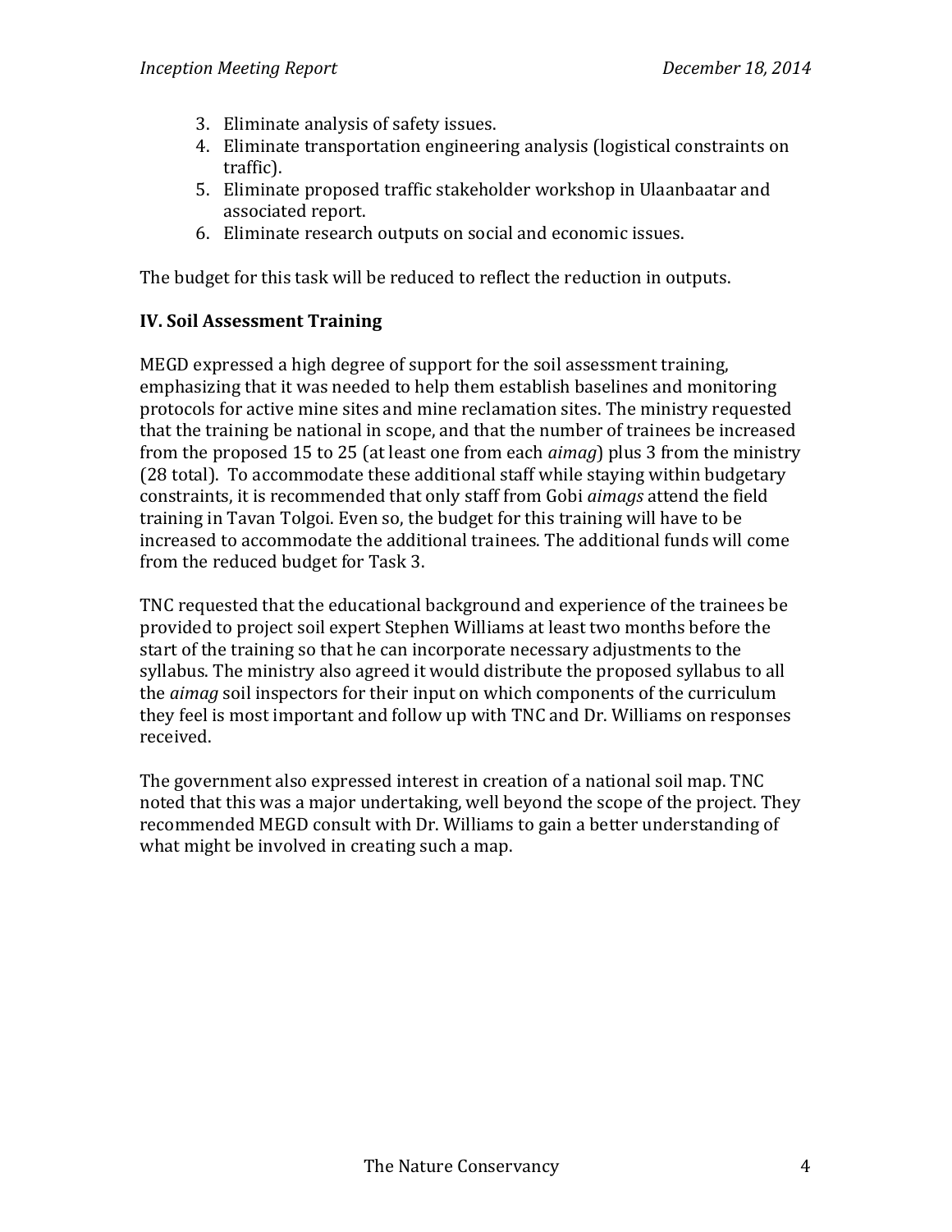3. Eliminate analysis of safety issues.
4. Eliminate transportation engineering analysis (logistical constraints on traffic).
5. Eliminate proposed traffic stakeholder workshop in Ulaanbaatar and associated report.
6. Eliminate research outputs on social and economic issues.

The budget for this task will be reduced to reflect the reduction in outputs.

**IV. Soil Assessment Training**

MEGD expressed a high degree of support for the soil assessment training, emphasizing that it was needed to help them establish baselines and monitoring protocols for active mine sites and mine reclamation sites. The ministry requested that the training be national in scope, and that the number of trainees be increased from the proposed 15 to 25 (at least one from each *aimag*) plus 3 from the ministry (28 total). To accommodate these additional staff while staying within budgetary constraints, it is recommended that only staff from Gobi *aimags* attend the field training in Tavan Tolgoi. Even so, the budget for this training will have to be increased to accommodate the additional trainees. The additional funds will come from the reduced budget for Task 3.

TNC requested that the educational background and experience of the trainees be provided to project soil expert Stephen Williams at least two months before the start of the training so that he can incorporate necessary adjustments to the syllabus. The ministry also agreed it would distribute the proposed syllabus to all the *aimag* soil inspectors for their input on which components of the curriculum they feel is most important and follow up with TNC and Dr. Williams on responses received.

The government also expressed interest in creation of a national soil map. TNC noted that this was a major undertaking, well beyond the scope of the project. They recommended MEGD consult with Dr. Williams to gain a better understanding of what might be involved in creating such a map.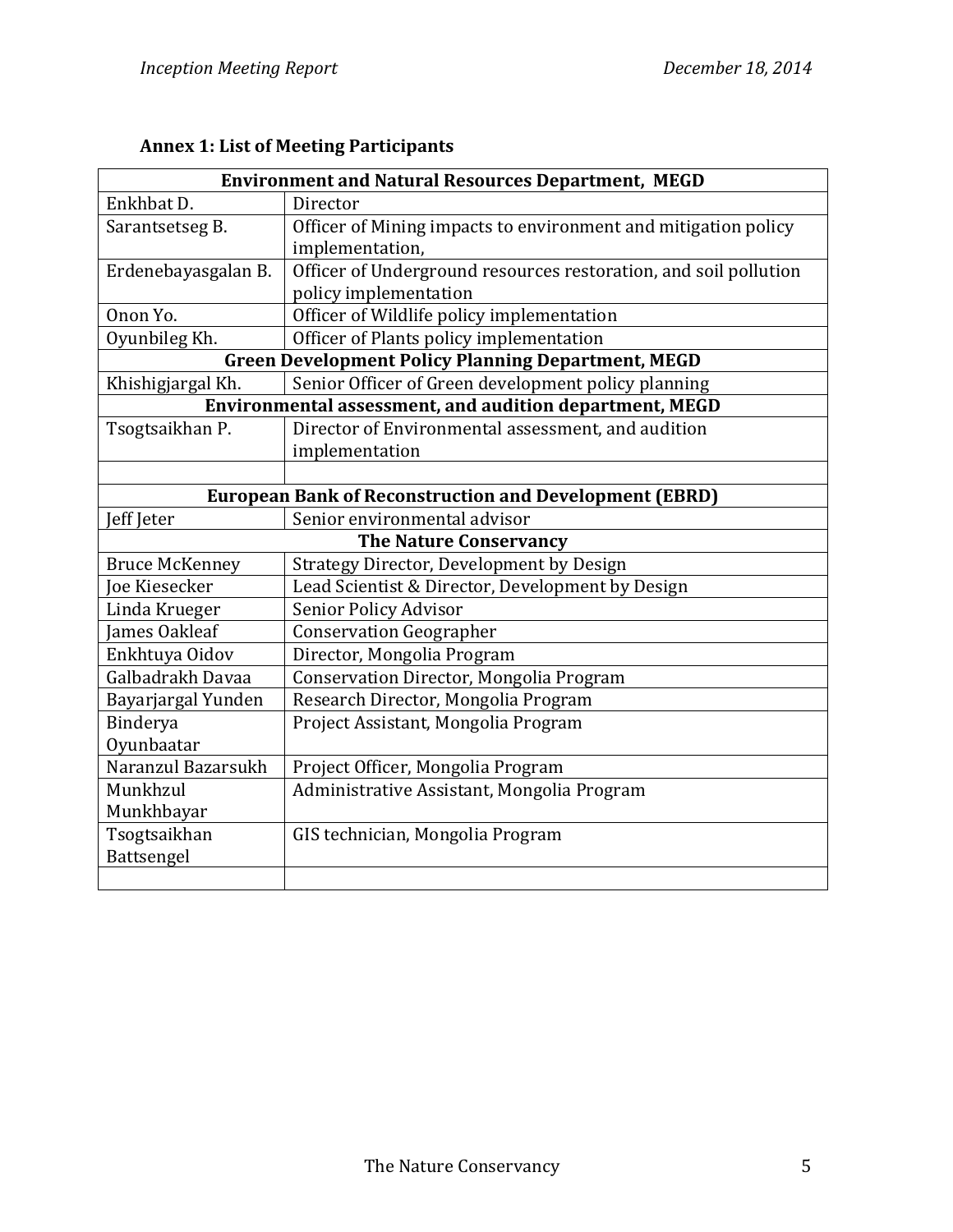**Annex 1: List of Meeting Participants**

| **Environment and Natural Resources Department, MEGD** | |
|---|---|
| Enkhbat D. | Director |
| Sarantsetseg B. | Officer of Mining impacts to environment and mitigation policy implementation, |
| Erdenebayasgalan B. | Officer of Underground resources restoration, and soil pollution policy implementation |
| Onon Yo. | Officer of Wildlife policy implementation |
| Oyunbileg Kh. | Officer of Plants policy implementation |
| **Green Development Policy Planning Department, MEGD** | |
| Khishigjargal Kh. | Senior Officer of Green development policy planning |
| **Environmental assessment, and audition department, MEGD** | |
| Tsogtsaikhan P. | Director of Environmental assessment, and audition implementation |
| | |
| **European Bank of Reconstruction and Development (EBRD)** | |
| Jeff Jeter | Senior environmental advisor |
| **The Nature Conservancy** | |
| Bruce McKenney | Strategy Director, Development by Design |
| Joe Kiesecker | Lead Scientist & Director, Development by Design |
| Linda Krueger | Senior Policy Advisor |
| James Oakleaf | Conservation Geographer |
| Enkhtuya Oidov | Director, Mongolia Program |
| Galbadrakh Davaa | Conservation Director, Mongolia Program |
| Bayarjargal Yunden | Research Director, Mongolia Program |
| Binderya Oyunbaatar | Project Assistant, Mongolia Program |
| Naranzul Bazarsukh | Project Officer, Mongolia Program |
| Munkhzul Munkhbayar | Administrative Assistant, Mongolia Program |
| Tsogtsaikhan Battsengel | GIS technician, Mongolia Program |
| | |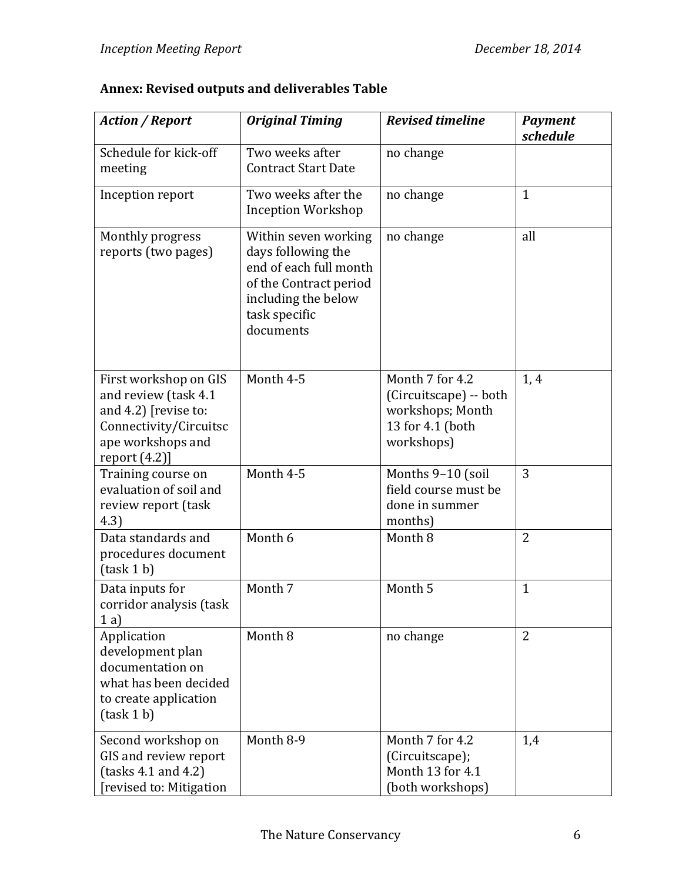**Annex: Revised outputs and deliverables Table**

| *Action / Report* | *Original Timing* | *Revised timeline* | *Payment schedule* |
|---|---|---|---|
| Schedule for kick-off meeting | Two weeks after Contract Start Date | no change | |
| Inception report | Two weeks after the Inception Workshop | no change | 1 |
| Monthly progress reports (two pages) | Within seven working days following the end of each full month of the Contract period including the below task specific documents | no change | all |
| First workshop on GIS and review (task 4.1 and 4.2) [revise to: Connectivity/Circuitscape workshops and report (4.2)] | Month 4-5 | Month 7 for 4.2 (Circuitscape) -- both workshops; Month 13 for 4.1 (both workshops) | 1, 4 |
| Training course on evaluation of soil and review report (task 4.3) | Month 4-5 | Months 9–10 (soil field course must be done in summer months) | 3 |
| Data standards and procedures document (task 1 b) | Month 6 | Month 8 | 2 |
| Data inputs for corridor analysis (task 1 a) | Month 7 | Month 5 | 1 |
| Application development plan documentation on what has been decided to create application (task 1 b) | Month 8 | no change | 2 |
| Second workshop on GIS and review report (tasks 4.1 and 4.2) [revised to: Mitigation | Month 8-9 | Month 7 for 4.2 (Circuitscape); Month 13 for 4.1 (both workshops) | 1,4 |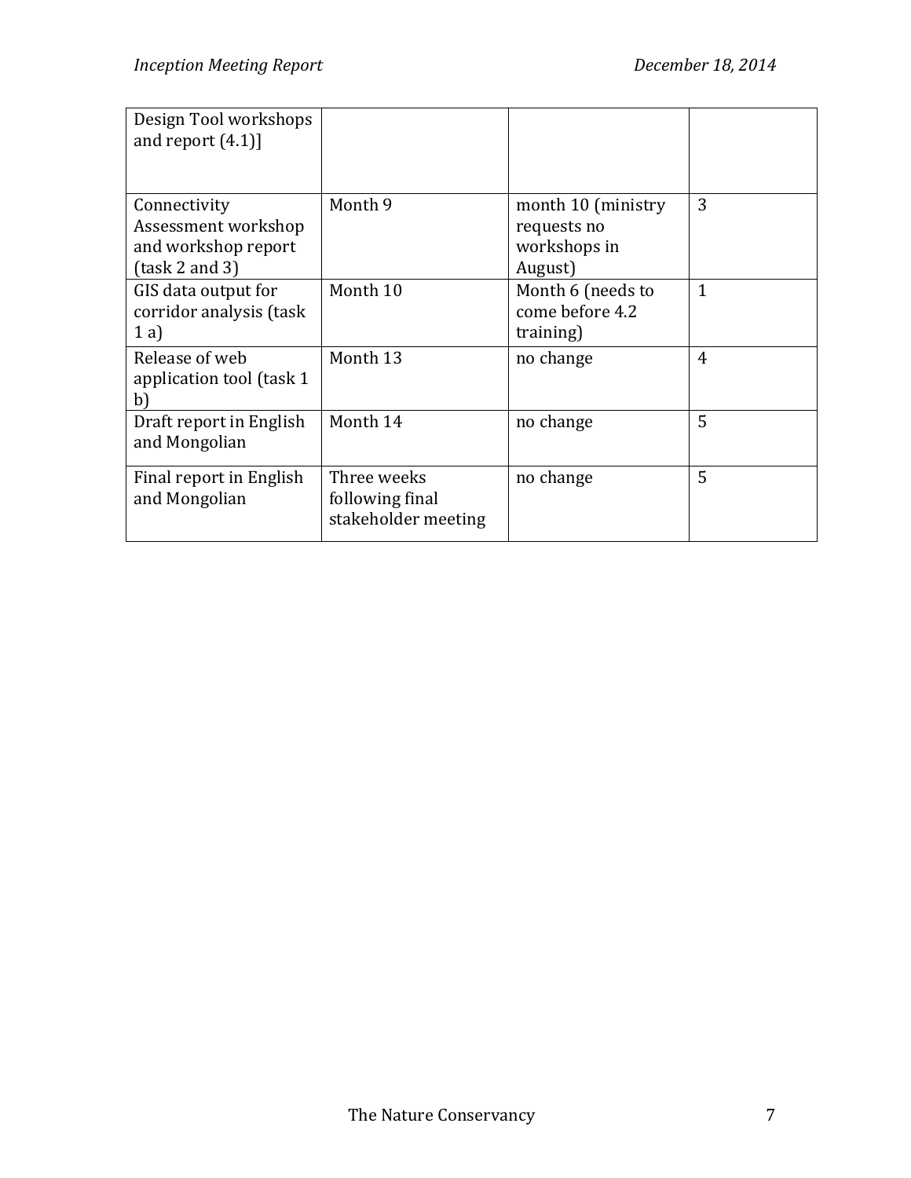| | | | |
|---|---|---|---|
| Design Tool workshops and report (4.1)] | | | |
| Connectivity Assessment workshop and workshop report (task 2 and 3) | Month 9 | month 10 (ministry requests no workshops in August) | 3 |
| GIS data output for corridor analysis (task 1 a) | Month 10 | Month 6 (needs to come before 4.2 training) | 1 |
| Release of web application tool (task 1 b) | Month 13 | no change | 4 |
| Draft report in English and Mongolian | Month 14 | no change | 5 |
| Final report in English and Mongolian | Three weeks following final stakeholder meeting | no change | 5 |